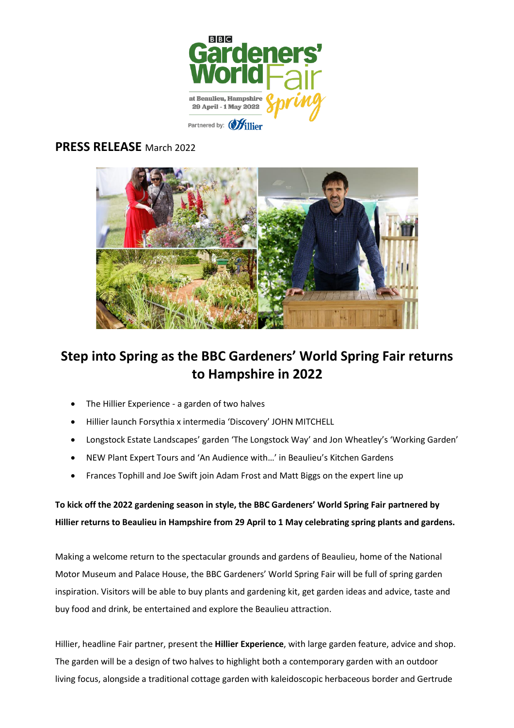**PRESS RELEASE** March 2022

# Step into Spring as the BBC Gardeners' World Spring Fair returns to Hampshire in 2022

- The Hillier Experience - a garden of two halves
- Hillier launch Forsythia x intermedia 'Discovery' JOHN MITCHELL
- Longstock Estate Landscapes' garden 'The Longstock Way' and Jon Wheatley's 'Working Garden'
- NEW Plant Expert Tours and 'An Audience with…' in Beaulieu's Kitchen Gardens
- Frances Tophill and Joe Swift join Adam Frost and Matt Biggs on the expert line up

**To kick off the 2022 gardening season in style, the BBC Gardeners' World Spring Fair partnered by Hillier returns to Beaulieu in Hampshire from 29 April to 1 May celebrating spring plants and gardens.**

Making a welcome return to the spectacular grounds and gardens of Beaulieu, home of the National Motor Museum and Palace House, the BBC Gardeners' World Spring Fair will be full of spring garden inspiration. Visitors will be able to buy plants and gardening kit, get garden ideas and advice, taste and buy food and drink, be entertained and explore the Beaulieu attraction.

Hillier, headline Fair partner, present the **Hillier Experience**, with large garden feature, advice and shop. The garden will be a design of two halves to highlight both a contemporary garden with an outdoor living focus, alongside a traditional cottage garden with kaleidoscopic herbaceous border and Gertrude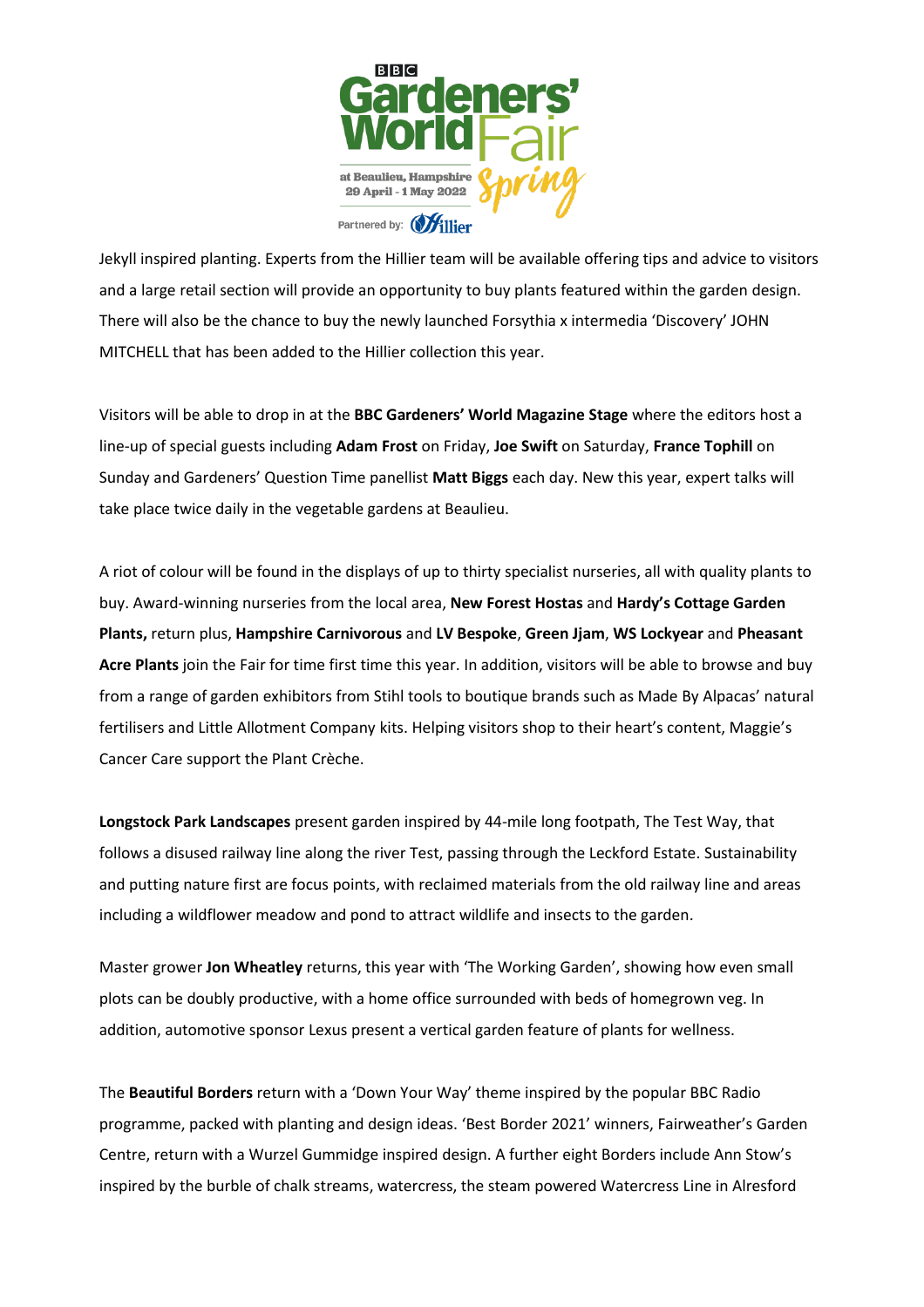Jekyll inspired planting. Experts from the Hillier team will be available offering tips and advice to visitors and a large retail section will provide an opportunity to buy plants featured within the garden design. There will also be the chance to buy the newly launched Forsythia x intermedia 'Discovery' JOHN MITCHELL that has been added to the Hillier collection this year.

Visitors will be able to drop in at the **BBC Gardeners' World Magazine Stage** where the editors host a line-up of special guests including **Adam Frost** on Friday, **Joe Swift** on Saturday, **France Tophill** on Sunday and Gardeners' Question Time panellist **Matt Biggs** each day. New this year, expert talks will take place twice daily in the vegetable gardens at Beaulieu.

A riot of colour will be found in the displays of up to thirty specialist nurseries, all with quality plants to buy. Award-winning nurseries from the local area, **New Forest Hostas** and **Hardy's Cottage Garden Plants,** return plus, **Hampshire Carnivorous** and **LV Bespoke**, **Green Jjam**, **WS Lockyear** and **Pheasant Acre Plants** join the Fair for time first time this year. In addition, visitors will be able to browse and buy from a range of garden exhibitors from Stihl tools to boutique brands such as Made By Alpacas' natural fertilisers and Little Allotment Company kits. Helping visitors shop to their heart's content, Maggie's Cancer Care support the Plant Crèche.

**Longstock Park Landscapes** present garden inspired by 44-mile long footpath, The Test Way, that follows a disused railway line along the river Test, passing through the Leckford Estate. Sustainability and putting nature first are focus points, with reclaimed materials from the old railway line and areas including a wildflower meadow and pond to attract wildlife and insects to the garden.

Master grower **Jon Wheatley** returns, this year with 'The Working Garden', showing how even small plots can be doubly productive, with a home office surrounded with beds of homegrown veg. In addition, automotive sponsor Lexus present a vertical garden feature of plants for wellness.

The **Beautiful Borders** return with a 'Down Your Way' theme inspired by the popular BBC Radio programme, packed with planting and design ideas. 'Best Border 2021' winners, Fairweather's Garden Centre, return with a Wurzel Gummidge inspired design. A further eight Borders include Ann Stow's inspired by the burble of chalk streams, watercress, the steam powered Watercress Line in Alresford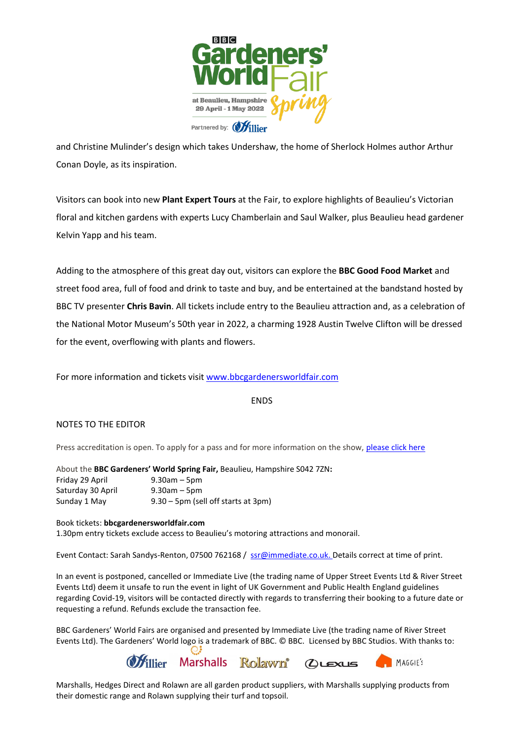and Christine Mulinder's design which takes Undershaw, the home of Sherlock Holmes author Arthur Conan Doyle, as its inspiration.

Visitors can book into new **Plant Expert Tours** at the Fair, to explore highlights of Beaulieu's Victorian floral and kitchen gardens with experts Lucy Chamberlain and Saul Walker, plus Beaulieu head gardener Kelvin Yapp and his team.

Adding to the atmosphere of this great day out, visitors can explore the **BBC Good Food Market** and street food area, full of food and drink to taste and buy, and be entertained at the bandstand hosted by BBC TV presenter **Chris Bavin**. All tickets include entry to the Beaulieu attraction and, as a celebration of the National Motor Museum's 50th year in 2022, a charming 1928 Austin Twelve Clifton will be dressed for the event, overflowing with plants and flowers.

For more information and tickets visit www.bbcgardenersworldfair.com

ENDS

NOTES TO THE EDITOR

Press accreditation is open. To apply for a pass and for more information on the show, please click here

About the **BBC Gardeners' World Spring Fair,** Beaulieu, Hampshire S042 7ZN**:**

| | |
|---|---|
| Friday 29 April | 9.30am – 5pm |
| Saturday 30 April | 9.30am – 5pm |
| Sunday 1 May | 9.30 – 5pm (sell off starts at 3pm) |

Book tickets: **bbcgardenersworldfair.com**
1.30pm entry tickets exclude access to Beaulieu's motoring attractions and monorail.

Event Contact: Sarah Sandys-Renton, 07500 762168 / ssr@immediate.co.uk. Details correct at time of print.

In an event is postponed, cancelled or Immediate Live (the trading name of Upper Street Events Ltd & River Street Events Ltd) deem it unsafe to run the event in light of UK Government and Public Health England guidelines regarding Covid-19, visitors will be contacted directly with regards to transferring their booking to a future date or requesting a refund. Refunds exclude the transaction fee.

BBC Gardeners' World Fairs are organised and presented by Immediate Live (the trading name of River Street Events Ltd). The Gardeners' World logo is a trademark of BBC. © BBC. Licensed by BBC Studios. With thanks to:

Hillier Marshalls Rolawn Lexus Maggie's

Marshalls, Hedges Direct and Rolawn are all garden product suppliers, with Marshalls supplying products from their domestic range and Rolawn supplying their turf and topsoil.